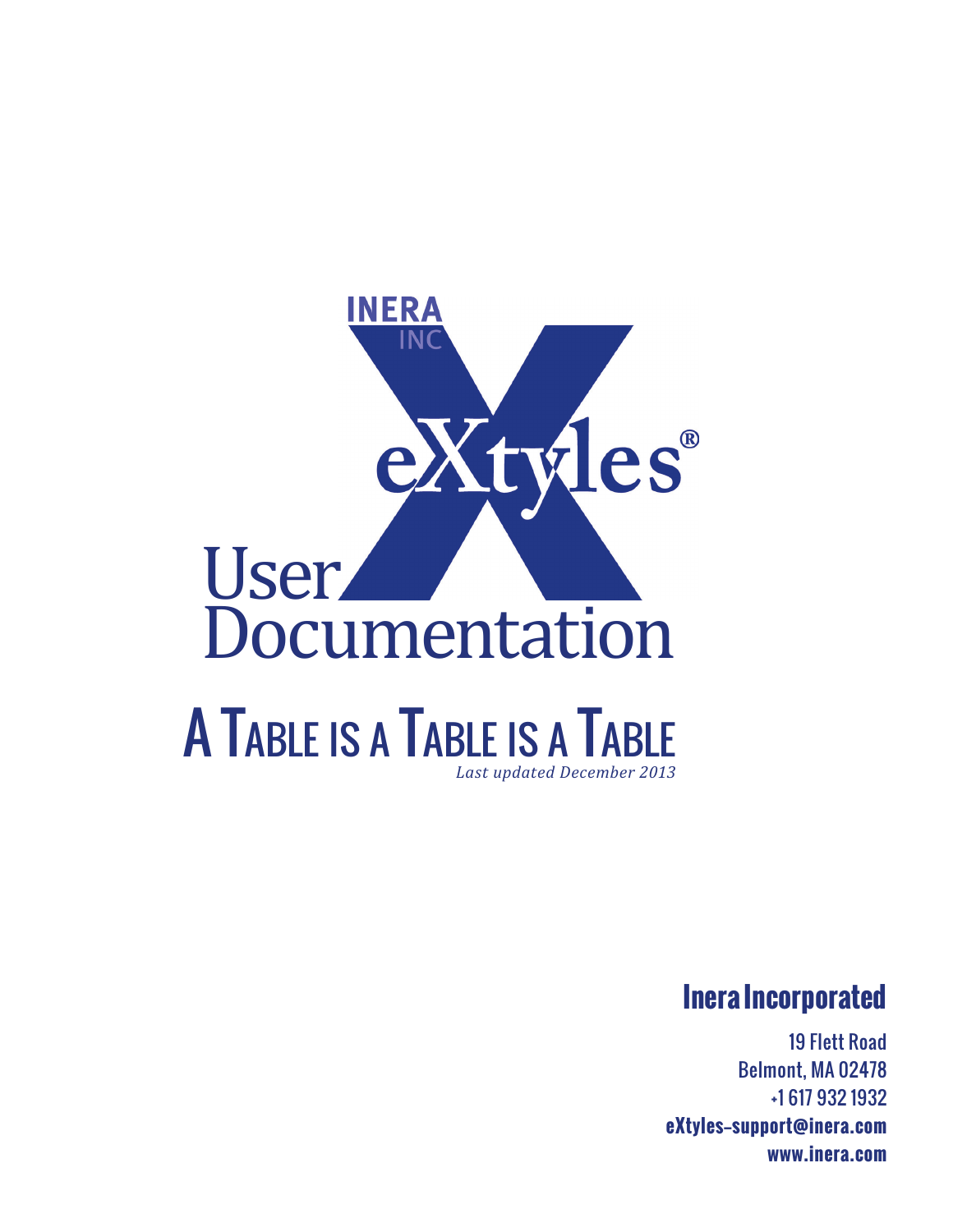INERA INC

# eXtyles®

## User Documentation

# A Table is a Table is a Table

*Last updated December 2013*

**Inera Incorporated**

19 Flett Road
Belmont, MA 02478
+1 617 932 1932
**eXtyles-support@inera.com**
**www.inera.com**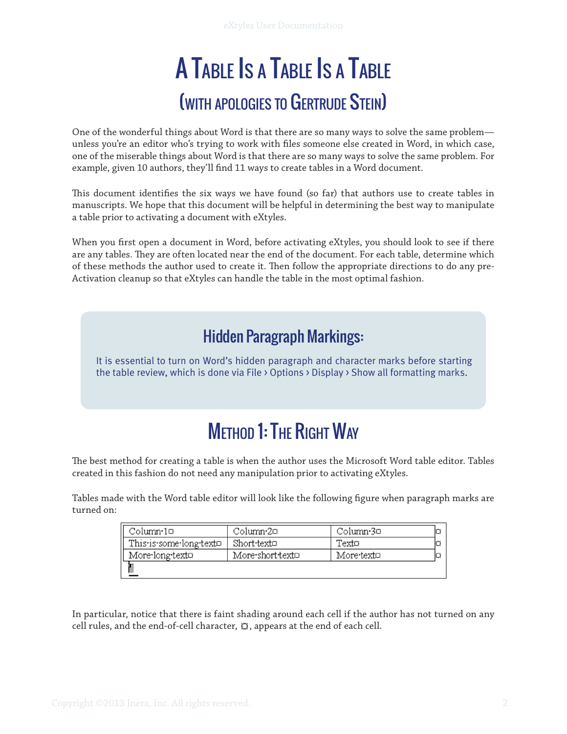# A Table Is a Table Is a Table

## (with apologies to Gertrude Stein)

One of the wonderful things about Word is that there are so many ways to solve the same problem—unless you're an editor who's trying to work with files someone else created in Word, in which case, one of the miserable things about Word is that there are so many ways to solve the same problem. For example, given 10 authors, they'll find 11 ways to create tables in a Word document.

This document identifies the six ways we have found (so far) that authors use to create tables in manuscripts. We hope that this document will be helpful in determining the best way to manipulate a table prior to activating a document with eXtyles.

When you first open a document in Word, before activating eXtyles, you should look to see if there are any tables. They are often located near the end of the document. For each table, determine which of these methods the author used to create it. Then follow the appropriate directions to do any pre-Activation cleanup so that eXtyles can handle the table in the most optimal fashion.

### Hidden Paragraph Markings:

It is essential to turn on Word's hidden paragraph and character marks before starting the table review, which is done via File › Options › Display › Show all formatting marks.

## Method 1: The Right Way

The best method for creating a table is when the author uses the Microsoft Word table editor. Tables created in this fashion do not need any manipulation prior to activating eXtyles.

Tables made with the Word table editor will look like the following figure when paragraph marks are turned on:

| Column·1¤ | Column·2¤ | Column·3¤ | ¤ |
|---|---|---|---|
| This·is·some·long·text¤ | Short·text¤ | Text¤ | ¤ |
| More·long·text¤ | More·short·text¤ | More·text¤ | ¤ |

¶

In particular, notice that there is faint shading around each cell if the author has not turned on any cell rules, and the end-of-cell character, ¤, appears at the end of each cell.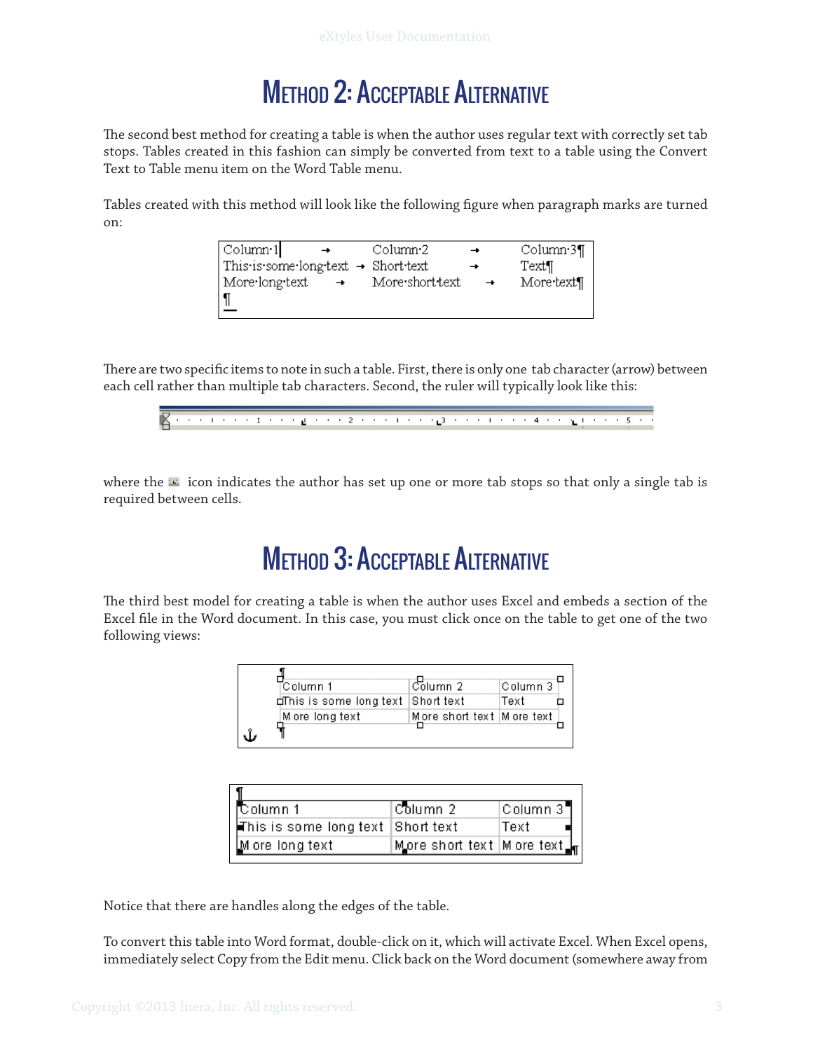# Method 2: Acceptable Alternative

The second best method for creating a table is when the author uses regular text with correctly set tab stops. Tables created in this fashion can simply be converted from text to a table using the Convert Text to Table menu item on the Word Table menu.

Tables created with this method will look like the following figure when paragraph marks are turned on:

```
Column·1   →   Column·2   →   Column·3¶
This·is·some·long·text → Short·text   →   Text¶
More·long·text   →   More·short·text   →   More·text¶
¶
```

There are two specific items to note in such a table. First, there is only one tab character (arrow) between each cell rather than multiple tab characters. Second, the ruler will typically look like this:

where the icon indicates the author has set up one or more tab stops so that only a single tab is required between cells.

# Method 3: Acceptable Alternative

The third best model for creating a table is when the author uses Excel and embeds a section of the Excel file in the Word document. In this case, you must click once on the table to get one of the two following views:

| Column 1 | Column 2 | Column 3 |
|---|---|---|
| This is some long text | Short text | Text |
| More long text | More short text | More text |

| Column 1 | Column 2 | Column 3 |
|---|---|---|
| This is some long text | Short text | Text |
| More long text | More short text | More text |

Notice that there are handles along the edges of the table.

To convert this table into Word format, double-click on it, which will activate Excel. When Excel opens, immediately select Copy from the Edit menu. Click back on the Word document (somewhere away from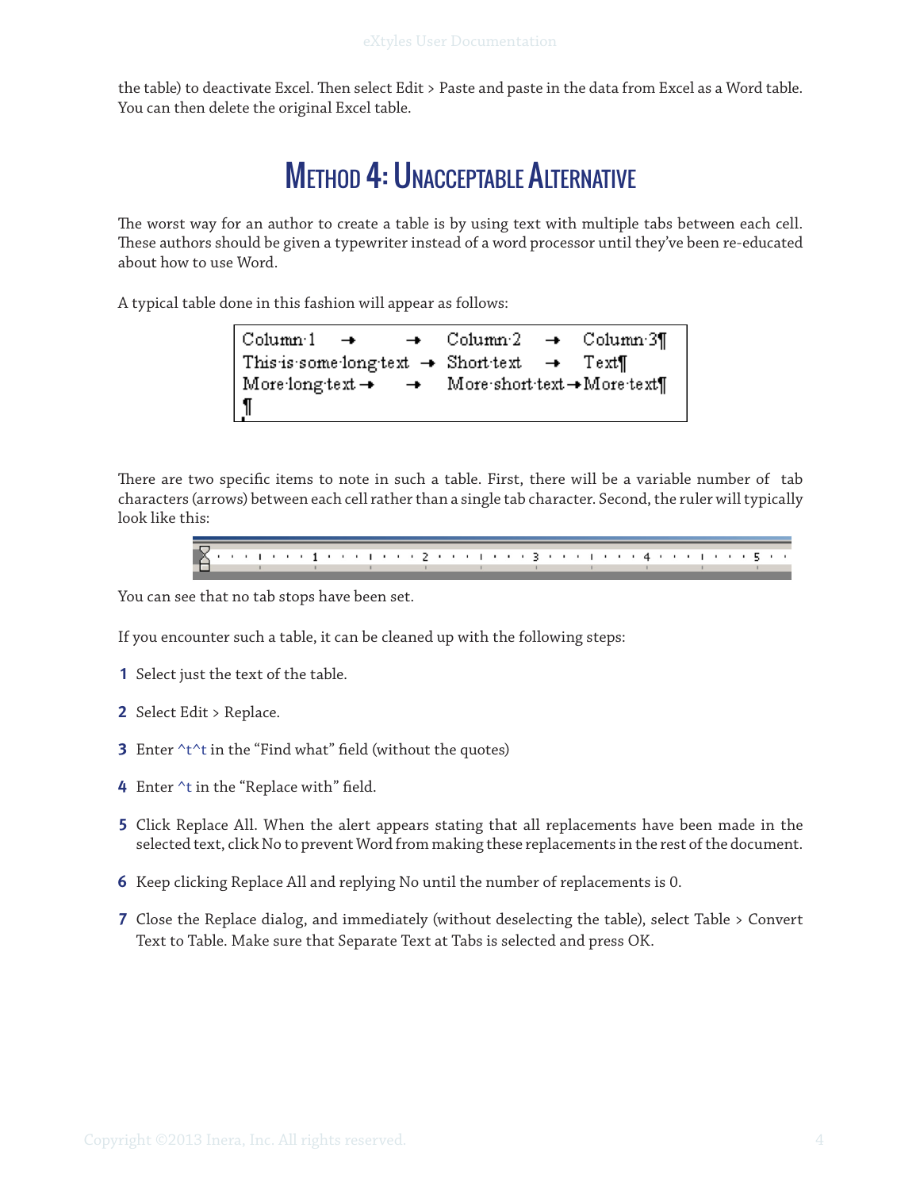the table) to deactivate Excel. Then select Edit > Paste and paste in the data from Excel as a Word table. You can then delete the original Excel table.

## Method 4: Unacceptable Alternative

The worst way for an author to create a table is by using text with multiple tabs between each cell. These authors should be given a typewriter instead of a word processor until they've been re-educated about how to use Word.

A typical table done in this fashion will appear as follows:

```
Column·1   →    →   Column·2   →   Column·3¶
This·is·some·long·text → Short·text → Text¶
More·long·text →  →  More·short·text → More·text¶
¶
```

There are two specific items to note in such a table. First, there will be a variable number of tab characters (arrows) between each cell rather than a single tab character. Second, the ruler will typically look like this:

You can see that no tab stops have been set.

If you encounter such a table, it can be cleaned up with the following steps:

1. Select just the text of the table.
2. Select Edit > Replace.
3. Enter ^t^t in the "Find what" field (without the quotes)
4. Enter ^t in the "Replace with" field.
5. Click Replace All. When the alert appears stating that all replacements have been made in the selected text, click No to prevent Word from making these replacements in the rest of the document.
6. Keep clicking Replace All and replying No until the number of replacements is 0.
7. Close the Replace dialog, and immediately (without deselecting the table), select Table > Convert Text to Table. Make sure that Separate Text at Tabs is selected and press OK.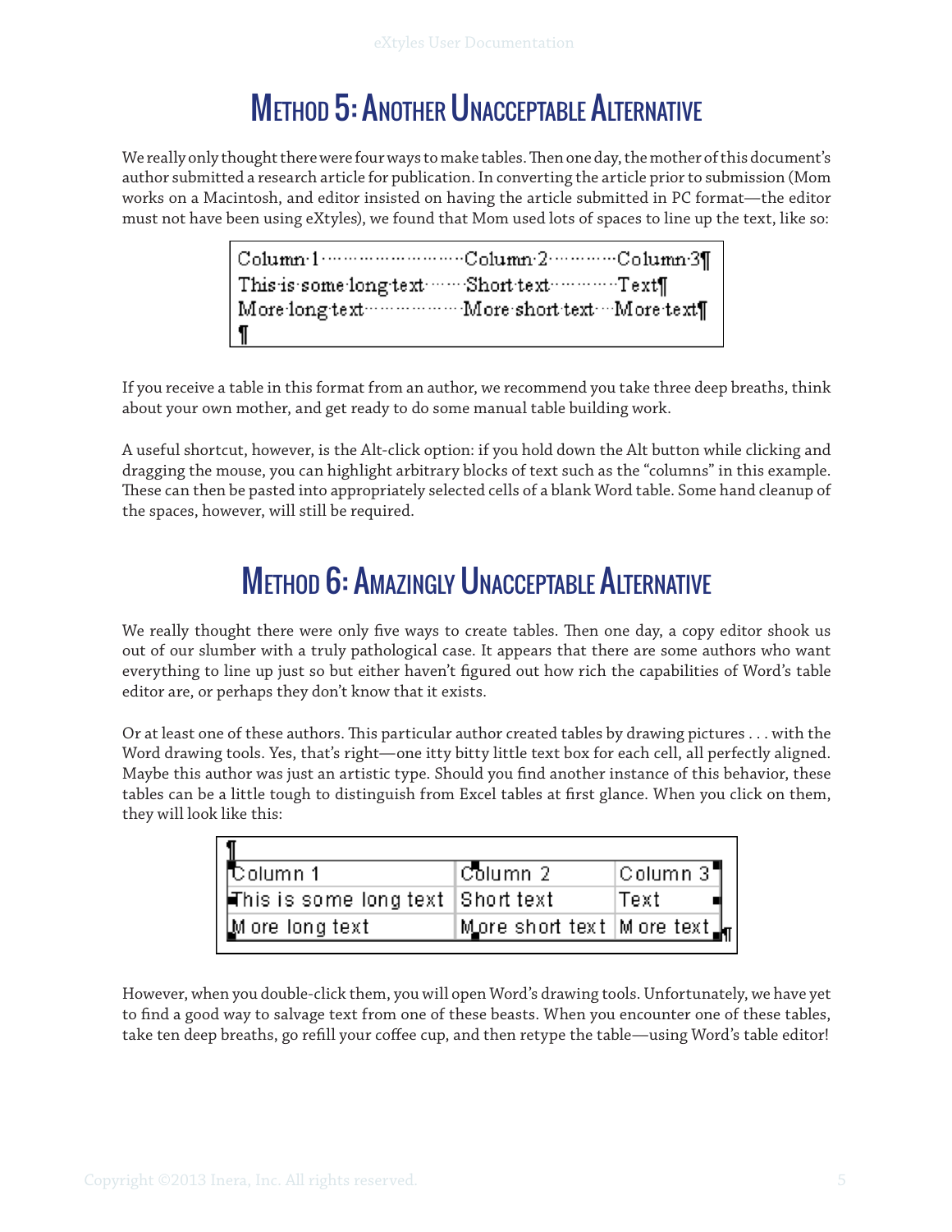# Method 5: Another Unacceptable Alternative

We really only thought there were four ways to make tables. Then one day, the mother of this document's author submitted a research article for publication. In converting the article prior to submission (Mom works on a Macintosh, and editor insisted on having the article submitted in PC format—the editor must not have been using eXtyles), we found that Mom used lots of spaces to line up the text, like so:

```
Column·1·······················Column·2···········Column·3¶
This·is·some·long·text·······Short·text···········Text¶
More·long·text················More·short·text···More·text¶
¶
```

If you receive a table in this format from an author, we recommend you take three deep breaths, think about your own mother, and get ready to do some manual table building work.

A useful shortcut, however, is the Alt-click option: if you hold down the Alt button while clicking and dragging the mouse, you can highlight arbitrary blocks of text such as the "columns" in this example. These can then be pasted into appropriately selected cells of a blank Word table. Some hand cleanup of the spaces, however, will still be required.

# Method 6: Amazingly Unacceptable Alternative

We really thought there were only five ways to create tables. Then one day, a copy editor shook us out of our slumber with a truly pathological case. It appears that there are some authors who want everything to line up just so but either haven't figured out how rich the capabilities of Word's table editor are, or perhaps they don't know that it exists.

Or at least one of these authors. This particular author created tables by drawing pictures . . . with the Word drawing tools. Yes, that's right—one itty bitty little text box for each cell, all perfectly aligned. Maybe this author was just an artistic type. Should you find another instance of this behavior, these tables can be a little tough to distinguish from Excel tables at first glance. When you click on them, they will look like this:

| | | |
|---|---|---|
| Column 1 | Column 2 | Column 3 |
| This is some long text | Short text | Text |
| More long text | More short text | More text |

However, when you double-click them, you will open Word's drawing tools. Unfortunately, we have yet to find a good way to salvage text from one of these beasts. When you encounter one of these tables, take ten deep breaths, go refill your coffee cup, and then retype the table—using Word's table editor!